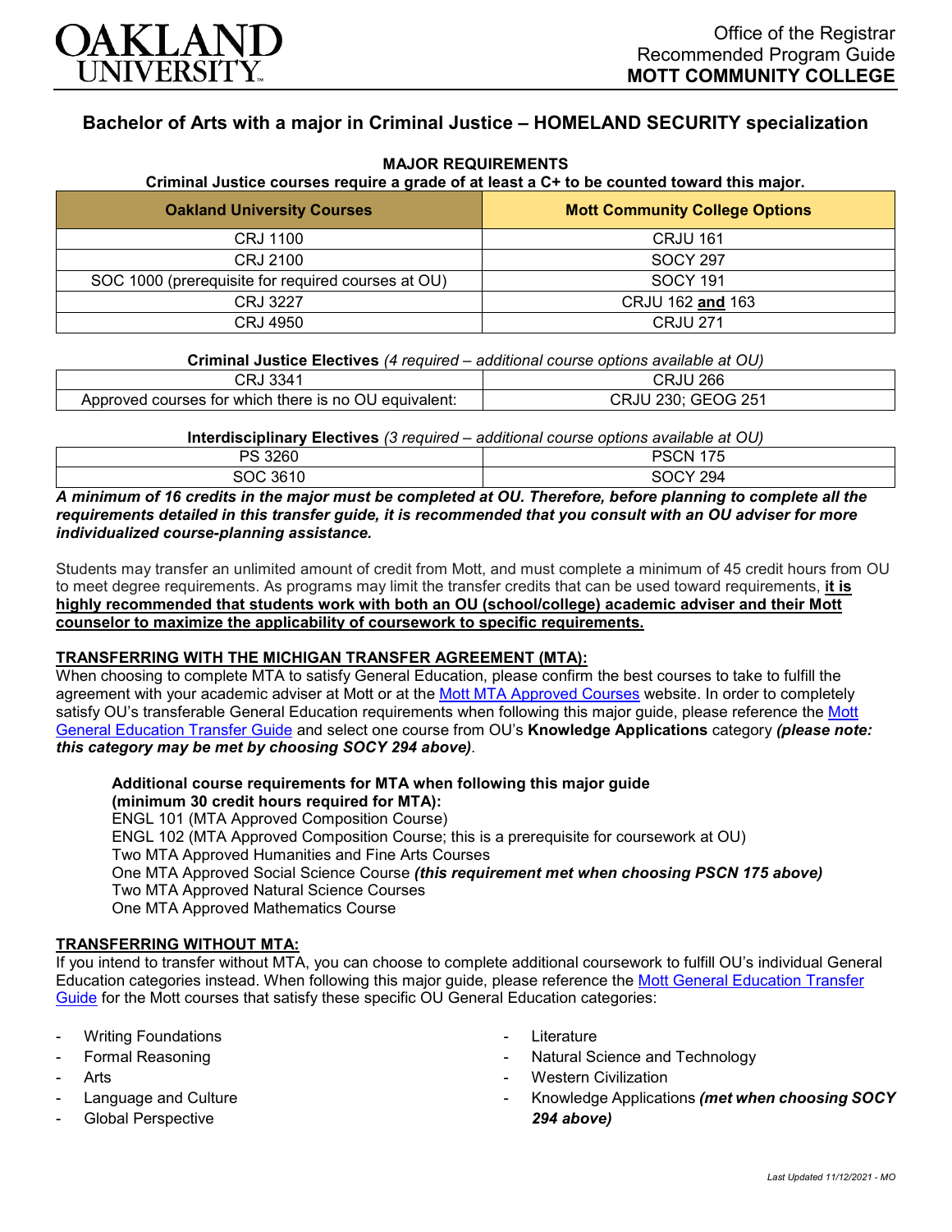Office of the Registrar
Recommended Program Guide
**MOTT COMMUNITY COLLEGE**

# Bachelor of Arts with a major in Criminal Justice – HOMELAND SECURITY specialization

## MAJOR REQUIREMENTS

**Criminal Justice courses require a grade of at least a C+ to be counted toward this major.**

| Oakland University Courses | Mott Community College Options |
|---|---|
| CRJ 1100 | CRJU 161 |
| CRJ 2100 | SOCY 297 |
| SOC 1000 (prerequisite for required courses at OU) | SOCY 191 |
| CRJ 3227 | CRJU 162 **and** 163 |
| CRJ 4950 | CRJU 271 |

**Criminal Justice Electives** *(4 required – additional course options available at OU)*

| | |
|---|---|
| CRJ 3341 | CRJU 266 |
| Approved courses for which there is no OU equivalent: | CRJU 230; GEOG 251 |

**Interdisciplinary Electives** *(3 required – additional course options available at OU)*

| | |
|---|---|
| PS 3260 | PSCN 175 |
| SOC 3610 | SOCY 294 |

***A minimum of 16 credits in the major must be completed at OU. Therefore, before planning to complete all the requirements detailed in this transfer guide, it is recommended that you consult with an OU adviser for more individualized course-planning assistance.***

Students may transfer an unlimited amount of credit from Mott, and must complete a minimum of 45 credit hours from OU to meet degree requirements. As programs may limit the transfer credits that can be used toward requirements, **it is highly recommended that students work with both an OU (school/college) academic adviser and their Mott counselor to maximize the applicability of coursework to specific requirements.**

### TRANSFERRING WITH THE MICHIGAN TRANSFER AGREEMENT (MTA):

When choosing to complete MTA to satisfy General Education, please confirm the best courses to take to fulfill the agreement with your academic adviser at Mott or at the Mott MTA Approved Courses website. In order to completely satisfy OU's transferable General Education requirements when following this major guide, please reference the Mott General Education Transfer Guide and select one course from OU's **Knowledge Applications** category ***(please note: this category may be met by choosing SOCY 294 above)***.

**Additional course requirements for MTA when following this major guide (minimum 30 credit hours required for MTA):**
ENGL 101 (MTA Approved Composition Course)
ENGL 102 (MTA Approved Composition Course; this is a prerequisite for coursework at OU)
Two MTA Approved Humanities and Fine Arts Courses
One MTA Approved Social Science Course ***(this requirement met when choosing PSCN 175 above)***
Two MTA Approved Natural Science Courses
One MTA Approved Mathematics Course

### TRANSFERRING WITHOUT MTA:

If you intend to transfer without MTA, you can choose to complete additional coursework to fulfill OU's individual General Education categories instead. When following this major guide, please reference the Mott General Education Transfer Guide for the Mott courses that satisfy these specific OU General Education categories:

- Writing Foundations
- Formal Reasoning
- Arts
- Language and Culture
- Global Perspective
- Literature
- Natural Science and Technology
- Western Civilization
- Knowledge Applications ***(met when choosing SOCY 294 above)***

*Last Updated 11/12/2021 - MO*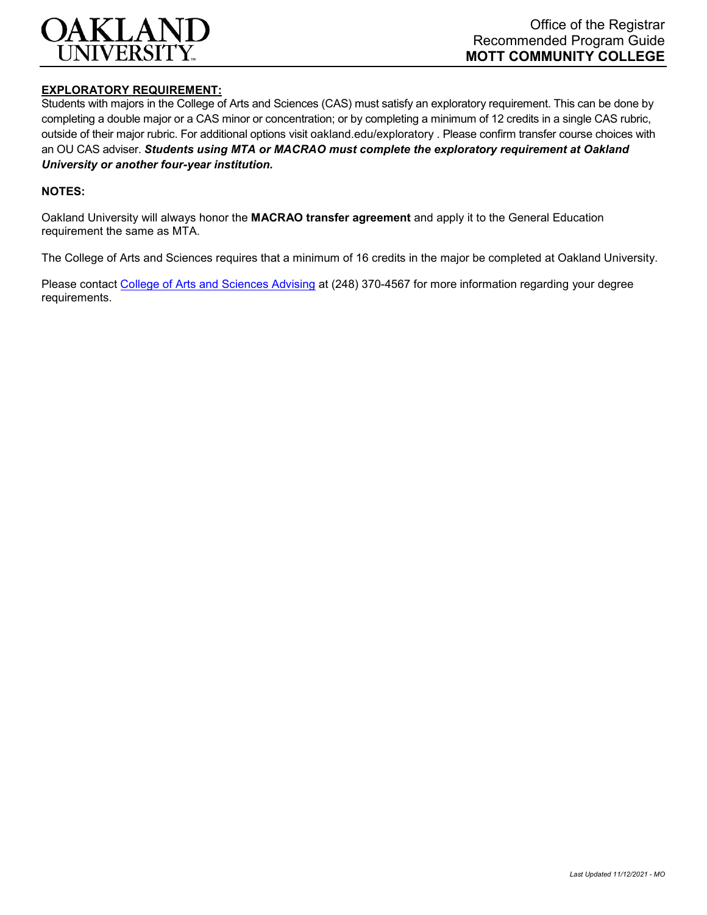**EXPLORATORY REQUIREMENT:**

Students with majors in the College of Arts and Sciences (CAS) must satisfy an exploratory requirement. This can be done by completing a double major or a CAS minor or concentration; or by completing a minimum of 12 credits in a single CAS rubric, outside of their major rubric. For additional options visit oakland.edu/exploratory . Please confirm transfer course choices with an OU CAS adviser. ***Students using MTA or MACRAO must complete the exploratory requirement at Oakland University or another four-year institution.***

**NOTES:**

Oakland University will always honor the **MACRAO transfer agreement** and apply it to the General Education requirement the same as MTA.

The College of Arts and Sciences requires that a minimum of 16 credits in the major be completed at Oakland University.

Please contact College of Arts and Sciences Advising at (248) 370-4567 for more information regarding your degree requirements.